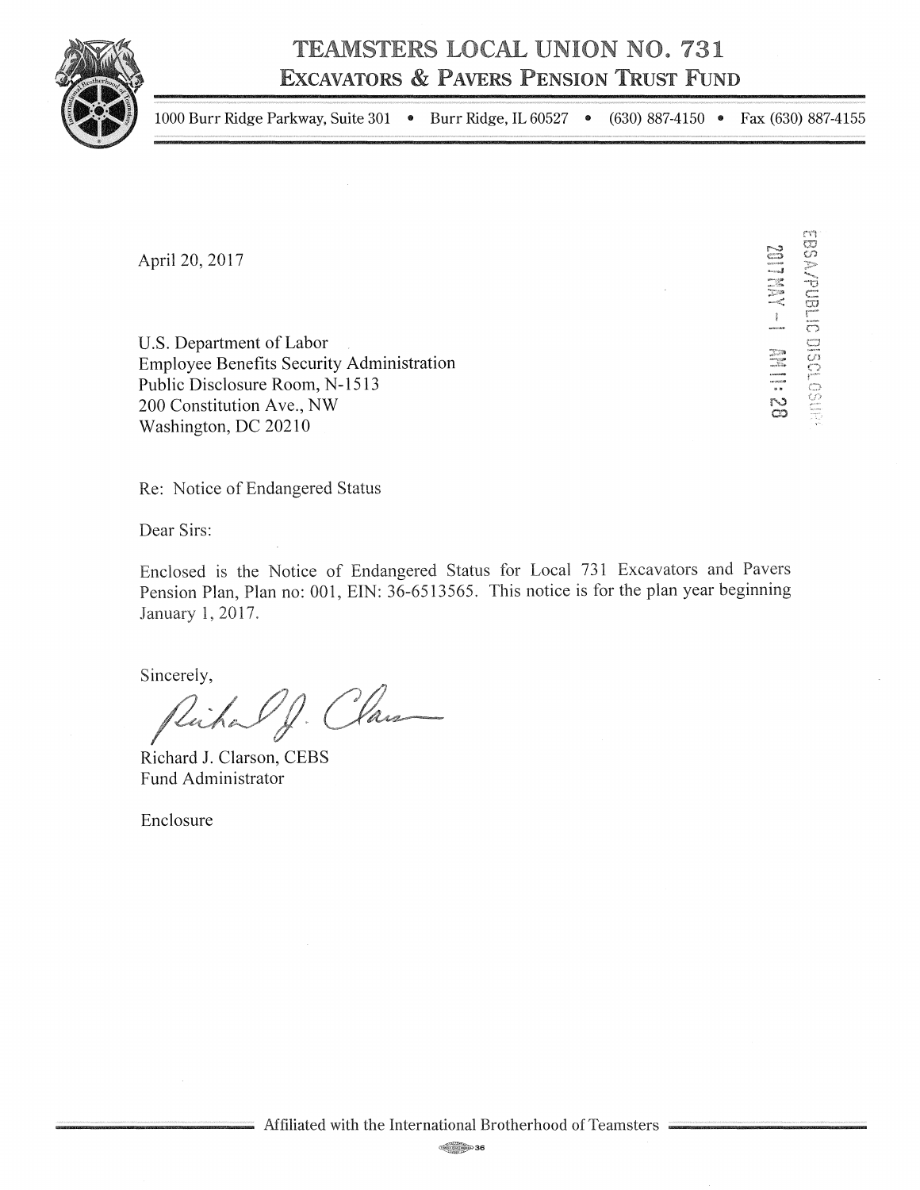# TEAMSTERS LOCAL UNION NO. 731
## EXCAVATORS & PAVERS PENSION TRUST FUND

1000 Burr Ridge Parkway, Suite 301 • Burr Ridge, IL 60527 • (630) 887-4150 • Fax (630) 887-4155

EBSA/PUBLIC DISCLOSURE
2017 MAY -1 AM 11:28

April 20, 2017

U.S. Department of Labor
Employee Benefits Security Administration
Public Disclosure Room, N-1513
200 Constitution Ave., NW
Washington, DC 20210

Re: Notice of Endangered Status

Dear Sirs:

Enclosed is the Notice of Endangered Status for Local 731 Excavators and Pavers Pension Plan, Plan no: 001, EIN: 36-6513565. This notice is for the plan year beginning January 1, 2017.

Sincerely,

Richard J. Clarson, CEBS
Fund Administrator

Enclosure

Affiliated with the International Brotherhood of Teamsters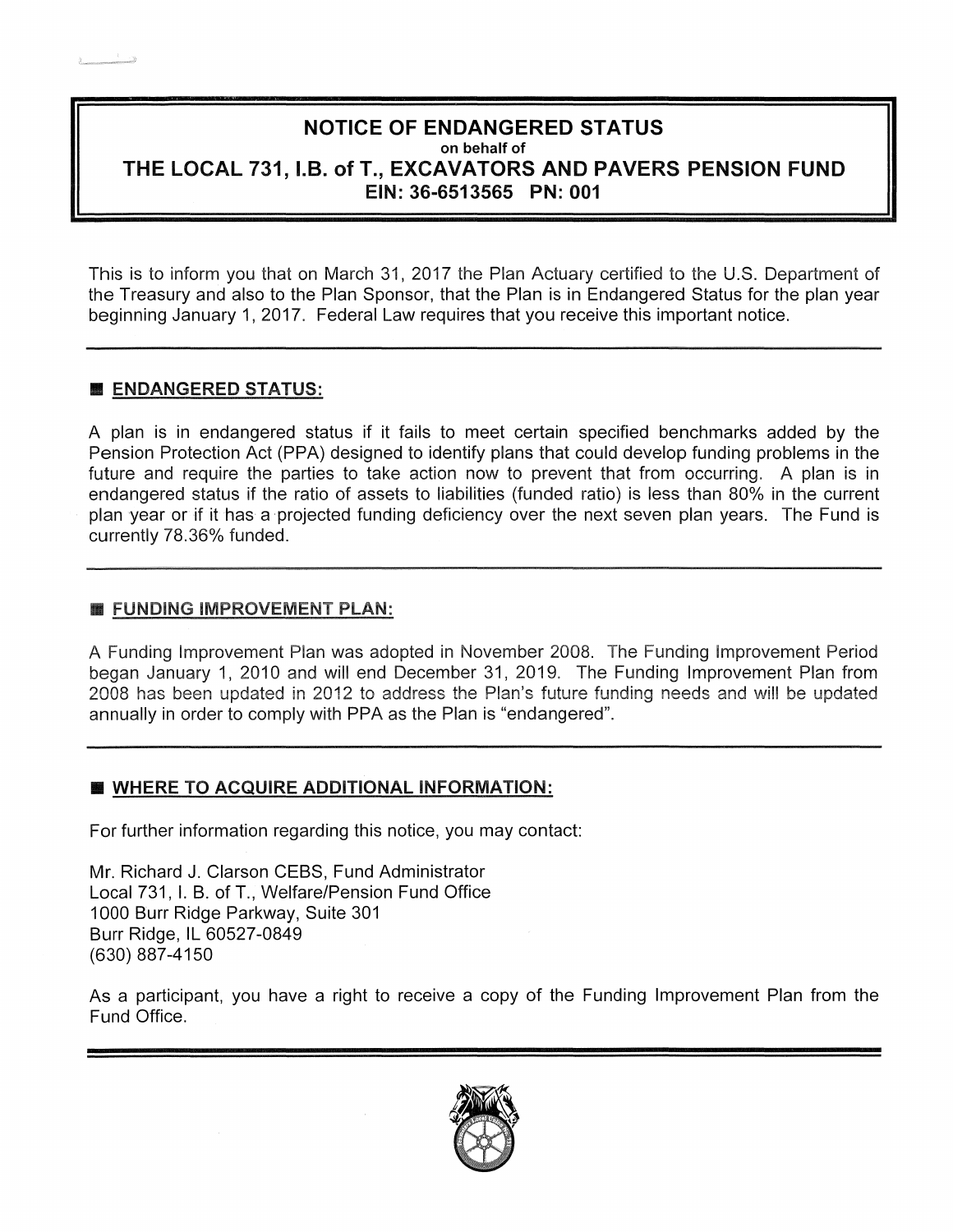# NOTICE OF ENDANGERED STATUS

on behalf of

## THE LOCAL 731, I.B. of T., EXCAVATORS AND PAVERS PENSION FUND

**EIN: 36-6513565 PN: 001**

This is to inform you that on March 31, 2017 the Plan Actuary certified to the U.S. Department of the Treasury and also to the Plan Sponsor, that the Plan is in Endangered Status for the plan year beginning January 1, 2017. Federal Law requires that you receive this important notice.

---

### ENDANGERED STATUS:

A plan is in endangered status if it fails to meet certain specified benchmarks added by the Pension Protection Act (PPA) designed to identify plans that could develop funding problems in the future and require the parties to take action now to prevent that from occurring. A plan is in endangered status if the ratio of assets to liabilities (funded ratio) is less than 80% in the current plan year or if it has a projected funding deficiency over the next seven plan years. The Fund is currently 78.36% funded.

---

### FUNDING IMPROVEMENT PLAN:

A Funding Improvement Plan was adopted in November 2008. The Funding Improvement Period began January 1, 2010 and will end December 31, 2019. The Funding Improvement Plan from 2008 has been updated in 2012 to address the Plan's future funding needs and will be updated annually in order to comply with PPA as the Plan is "endangered".

---

### WHERE TO ACQUIRE ADDITIONAL INFORMATION:

For further information regarding this notice, you may contact:

Mr. Richard J. Clarson CEBS, Fund Administrator
Local 731, I. B. of T., Welfare/Pension Fund Office
1000 Burr Ridge Parkway, Suite 301
Burr Ridge, IL 60527-0849
(630) 887-4150

As a participant, you have a right to receive a copy of the Funding Improvement Plan from the Fund Office.